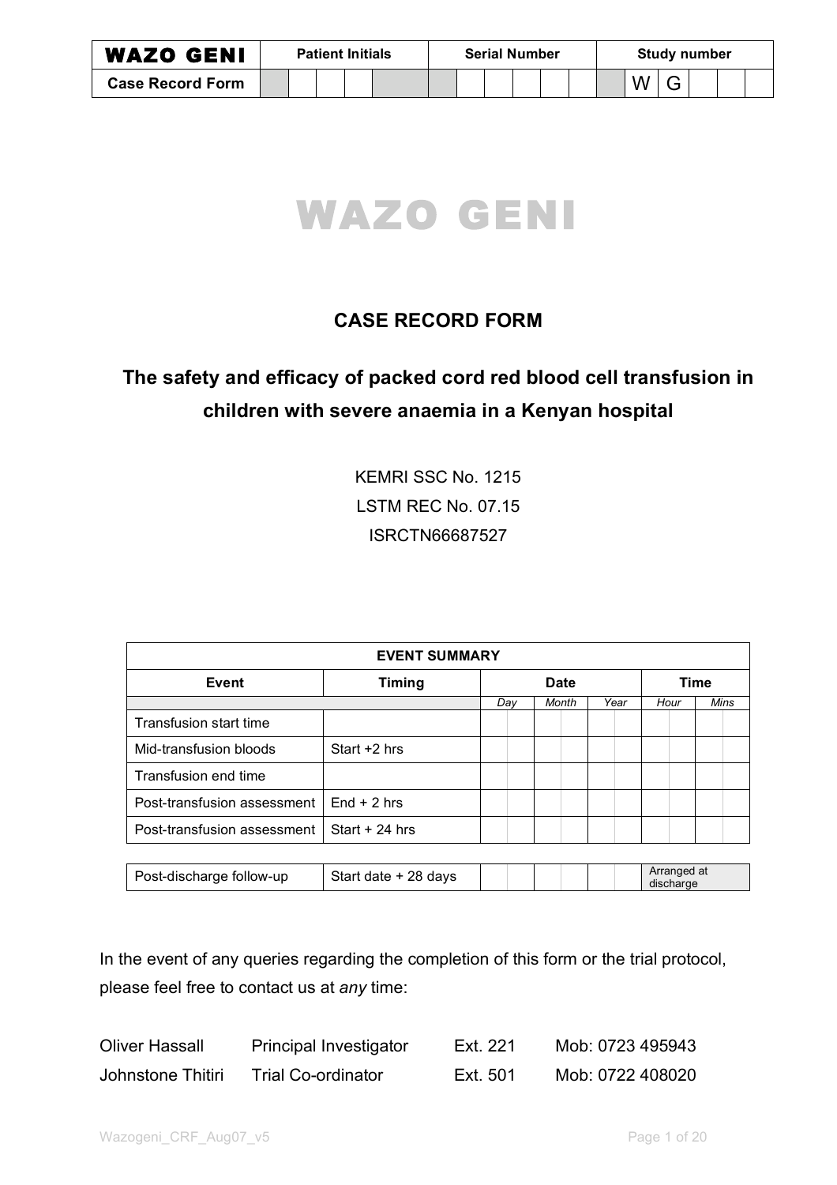| WAZO GENI | Patient Initials | | | | | Serial Number | | | | | | Study number | | | | | |
|---|---|---|---|---|---|---|---|---|---|---|---|---|---|---|---|---|---|
| Case Record Form | | | | | | | | | | | | | W | G | | | |

# WAZO GENI

## CASE RECORD FORM

## The safety and efficacy of packed cord red blood cell transfusion in children with severe anaemia in a Kenyan hospital

KEMRI SSC No. 1215

LSTM REC No. 07.15

ISRCTN66687527

| EVENT SUMMARY | | | | | | | | | | | | |
|---|---|---|---|---|---|---|---|---|---|---|---|---|
| Event | Timing | Date | | | | | | Time | | | | |
| | | *Day* | | *Month* | | *Year* | | *Hour* | | *Mins* | | |
| Transfusion start time | | | | | | | | | | | | |
| Mid-transfusion bloods | Start +2 hrs | | | | | | | | | | | |
| Transfusion end time | | | | | | | | | | | | |
| Post-transfusion assessment | End + 2 hrs | | | | | | | | | | | |
| Post-transfusion assessment | Start + 24 hrs | | | | | | | | | | | |
| Post-discharge follow-up | Start date + 28 days | | | | | | | Arranged at discharge | | | | |

In the event of any queries regarding the completion of this form or the trial protocol, please feel free to contact us at *any* time:

| | | | |
|---|---|---|---|
| Oliver Hassall | Principal Investigator | Ext. 221 | Mob: 0723 495943 |
| Johnstone Thitiri | Trial Co-ordinator | Ext. 501 | Mob: 0722 408020 |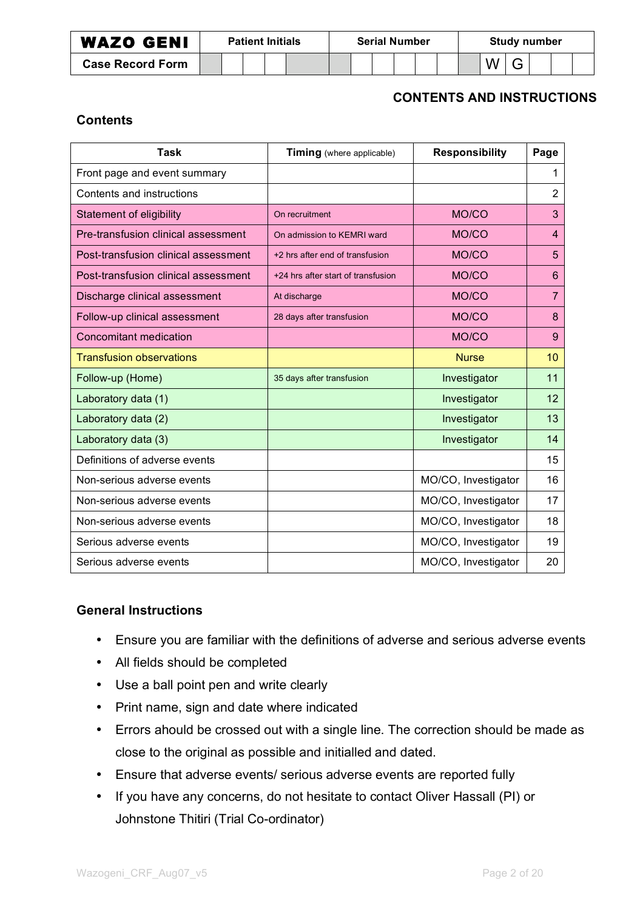| WAZO GENI | Patient Initials | | | | | Serial Number | | | | | | Study number | | | | | |
|---|---|---|---|---|---|---|---|---|---|---|---|---|---|---|---|---|---|
| Case Record Form | | | | | | | | | | | | | W | G | | | |

## CONTENTS AND INSTRUCTIONS

### Contents

| Task | Timing (where applicable) | Responsibility | Page |
|---|---|---|---|
| Front page and event summary | | | 1 |
| Contents and instructions | | | 2 |
| Statement of eligibility | On recruitment | MO/CO | 3 |
| Pre-transfusion clinical assessment | On admission to KEMRI ward | MO/CO | 4 |
| Post-transfusion clinical assessment | +2 hrs after end of transfusion | MO/CO | 5 |
| Post-transfusion clinical assessment | +24 hrs after start of transfusion | MO/CO | 6 |
| Discharge clinical assessment | At discharge | MO/CO | 7 |
| Follow-up clinical assessment | 28 days after transfusion | MO/CO | 8 |
| Concomitant medication | | MO/CO | 9 |
| Transfusion observations | | Nurse | 10 |
| Follow-up (Home) | 35 days after transfusion | Investigator | 11 |
| Laboratory data (1) | | Investigator | 12 |
| Laboratory data (2) | | Investigator | 13 |
| Laboratory data (3) | | Investigator | 14 |
| Definitions of adverse events | | | 15 |
| Non-serious adverse events | | MO/CO, Investigator | 16 |
| Non-serious adverse events | | MO/CO, Investigator | 17 |
| Non-serious adverse events | | MO/CO, Investigator | 18 |
| Serious adverse events | | MO/CO, Investigator | 19 |
| Serious adverse events | | MO/CO, Investigator | 20 |

### General Instructions

- Ensure you are familiar with the definitions of adverse and serious adverse events
- All fields should be completed
- Use a ball point pen and write clearly
- Print name, sign and date where indicated
- Errors ahould be crossed out with a single line. The correction should be made as close to the original as possible and initialled and dated.
- Ensure that adverse events/ serious adverse events are reported fully
- If you have any concerns, do not hesitate to contact Oliver Hassall (PI) or Johnstone Thitiri (Trial Co-ordinator)

Wazogeni_CRF_Aug07_v5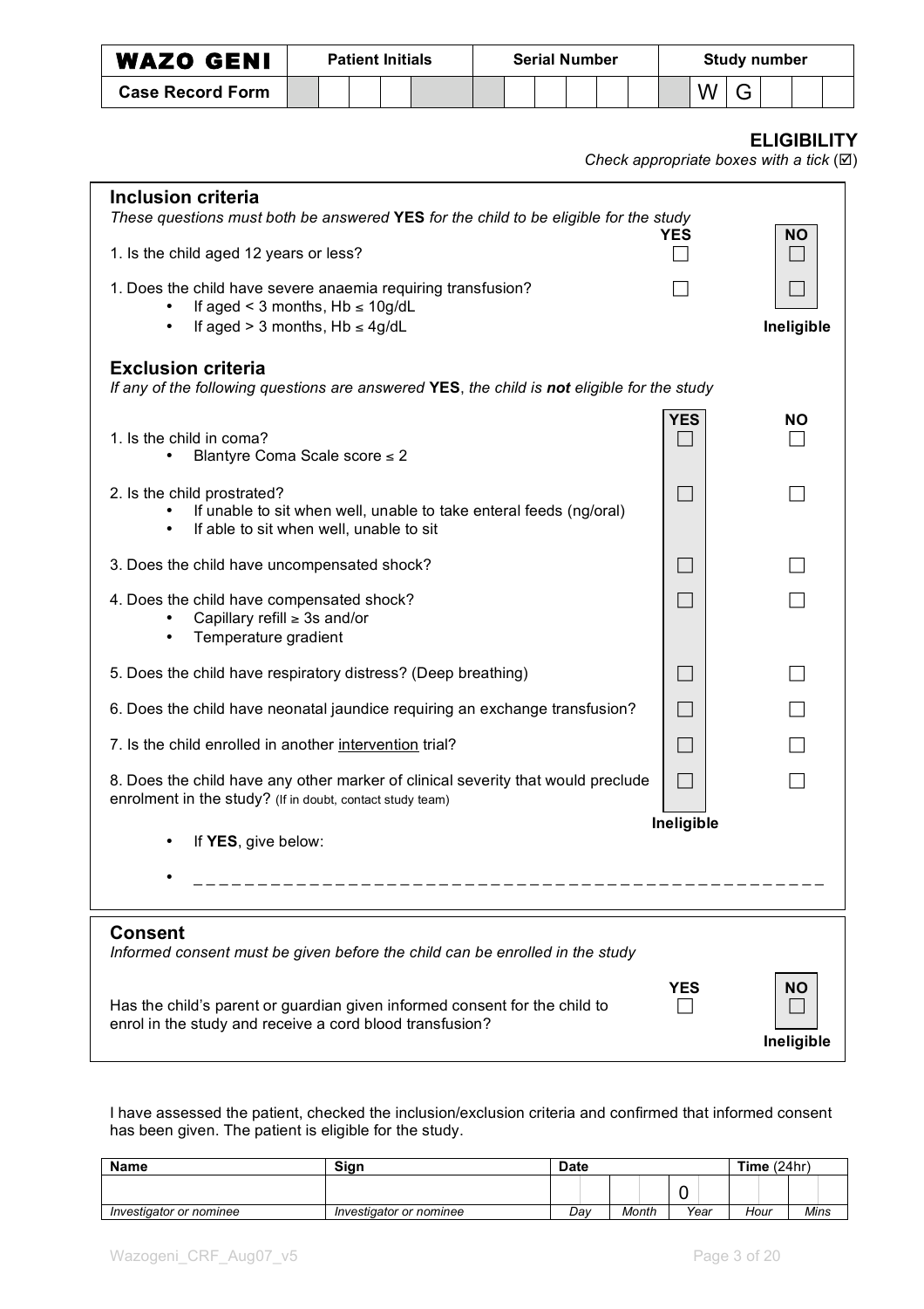| WAZO GENI | Patient Initials | Serial Number | Study number |
|---|---|---|---|
| Case Record Form | | | W G |

## ELIGIBILITY

*Check appropriate boxes with a tick (☑)*

### Inclusion criteria

*These questions must both be answered* **YES** *for the child to be eligible for the study*

| | YES | NO |
|---|---|---|
| 1. Is the child aged 12 years or less? | ☐ | ☐ |
| 1. Does the child have severe anaemia requiring transfusion?<br>• If aged < 3 months, Hb ≤ 10g/dL<br>• If aged > 3 months, Hb ≤ 4g/dL | ☐ | ☐<br>**Ineligible** |

### Exclusion criteria

*If any of the following questions are answered* **YES**, *the child is* ***not*** *eligible for the study*

| | YES | NO |
|---|---|---|
| 1. Is the child in coma?<br>• Blantyre Coma Scale score ≤ 2 | ☐ | ☐ |
| 2. Is the child prostrated?<br>• If unable to sit when well, unable to take enteral feeds (ng/oral)<br>• If able to sit when well, unable to sit | ☐ | ☐ |
| 3. Does the child have uncompensated shock? | ☐ | ☐ |
| 4. Does the child have compensated shock?<br>• Capillary refill ≥ 3s and/or<br>• Temperature gradient | ☐ | ☐ |
| 5. Does the child have respiratory distress? (Deep breathing) | ☐ | ☐ |
| 6. Does the child have neonatal jaundice requiring an exchange transfusion? | ☐ | ☐ |
| 7. Is the child enrolled in another intervention trial? | ☐ | ☐ |
| 8. Does the child have any other marker of clinical severity that would preclude enrolment in the study? (If in doubt, contact study team) | ☐<br>**Ineligible** | ☐ |

- If **YES**, give below:
- _ _ _ _ _ _ _ _ _ _ _ _ _ _ _ _ _ _ _ _ _ _ _ _ _ _ _ _ _ _ _ _ _ _ _ _ _ _ _ _ _ _ _ _ _ _ _ _ _

### Consent

*Informed consent must be given before the child can be enrolled in the study*

| | YES | NO |
|---|---|---|
| Has the child's parent or guardian given informed consent for the child to enrol in the study and receive a cord blood transfusion? | ☐ | ☐<br>**Ineligible** |

I have assessed the patient, checked the inclusion/exclusion criteria and confirmed that informed consent has been given. The patient is eligible for the study.

| Name | Sign | Date | | | Time (24hr) | |
|---|---|---|---|---|---|---|
| | | | | 0 | | |
| *Investigator or nominee* | *Investigator or nominee* | *Day* | *Month* | *Year* | *Hour* | *Mins* |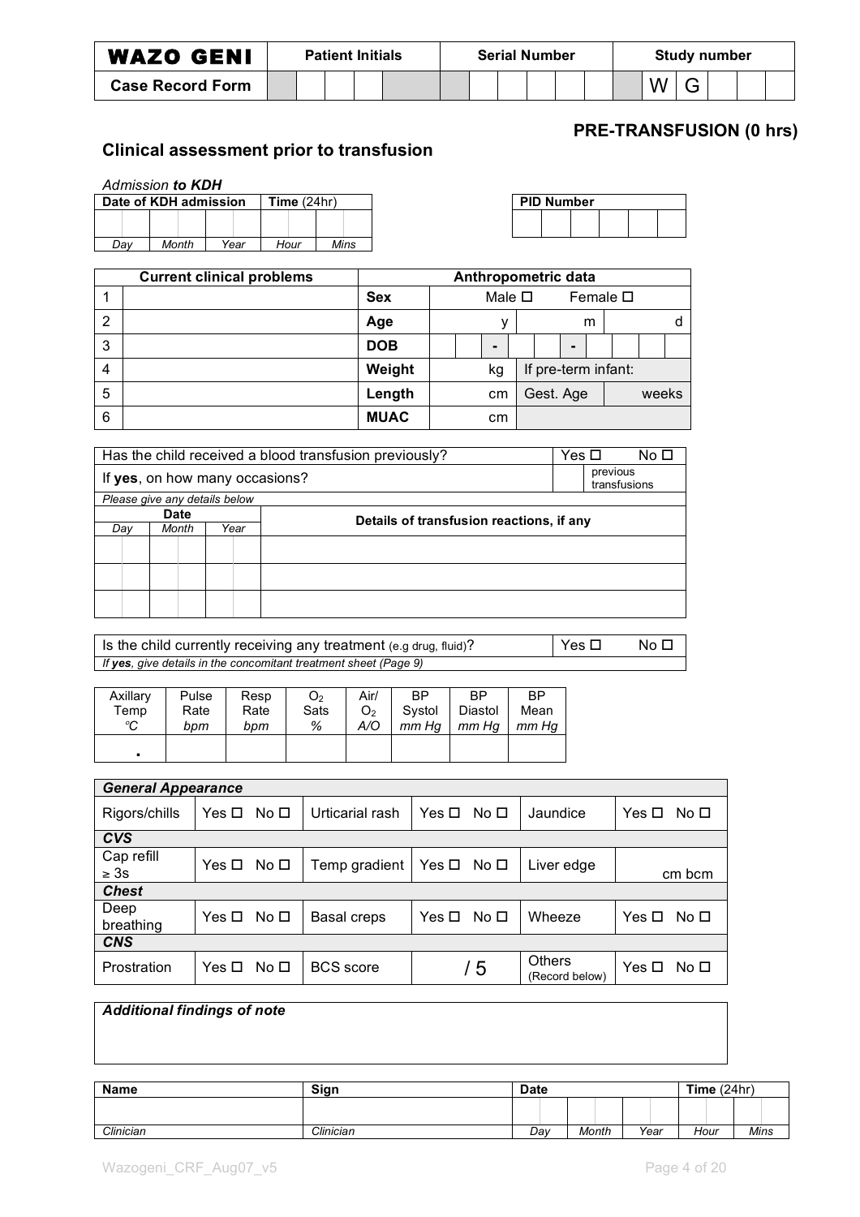| WAZO GENI | Patient Initials | | | | | Serial Number | | | | | | Study number | | | | | |
|---|---|---|---|---|---|---|---|---|---|---|---|---|---|---|---|---|---|
| Case Record Form | | | | | | | | | | | | | W | G | | | |

## PRE-TRANSFUSION (0 hrs)

## Clinical assessment prior to transfusion

*Admission **to KDH***

| Date of KDH admission | | | Time (24hr) | |
|---|---|---|---|---|
| | | | | |
| *Day* | *Month* | *Year* | *Hour* | *Mins* |

| PID Number | | | | | | |
|---|---|---|---|---|---|---|
| | | | | | | |

| | Current clinical problems | Anthropometric data | | |
|---|---|---|---|---|
| 1 | | **Sex** | Male ☐ | Female ☐ |
| 2 | | **Age** | y | m d |
| 3 | | **DOB** | - | - |
| 4 | | **Weight** | kg | If pre-term infant: |
| 5 | | **Length** | cm | Gest. Age weeks |
| 6 | | **MUAC** | cm | |

| Has the child received a blood transfusion previously? | | | Yes ☐ No ☐ |
|---|---|---|---|
| If **yes**, on how many occasions? | | | previous transfusions |
| *Please give any details below* | | | |
| **Date** | | | **Details of transfusion reactions, if any** |
| *Day* | *Month* | *Year* | |
| | | | |
| | | | |
| | | | |

| Is the child currently receiving any treatment (e.g drug, fluid)? | Yes ☐ No ☐ |
|---|---|
| *If **yes**, give details in the concomitant treatment sheet (Page 9)* | |

| Axillary Temp *°C* | Pulse Rate *bpm* | Resp Rate *bpm* | $O_2$ Sats *%* | Air/ $O_2$ *A/O* | BP Systol *mm Hg* | BP Diastol *mm Hg* | BP Mean *mm Hg* |
|---|---|---|---|---|---|---|---|
| . | | | | | | | |

| ***General Appearance*** | | | | | |
|---|---|---|---|---|---|
| Rigors/chills | Yes ☐ No ☐ | Urticarial rash | Yes ☐ No ☐ | Jaundice | Yes ☐ No ☐ |
| ***CVS*** | | | | | |
| Cap refill ≥ 3s | Yes ☐ No ☐ | Temp gradient | Yes ☐ No ☐ | Liver edge | cm bcm |
| ***Chest*** | | | | | |
| Deep breathing | Yes ☐ No ☐ | Basal creps | Yes ☐ No ☐ | Wheeze | Yes ☐ No ☐ |
| ***CNS*** | | | | | |
| Prostration | Yes ☐ No ☐ | BCS score | / 5 | Others (Record below) | Yes ☐ No ☐ |

| ***Additional findings of note*** |
|---|
| |

| Name | Sign | Date | | | Time (24hr) | |
|---|---|---|---|---|---|---|
| | | | | | | |
| *Clinician* | *Clinician* | *Day* | *Month* | *Year* | *Hour* | *Mins* |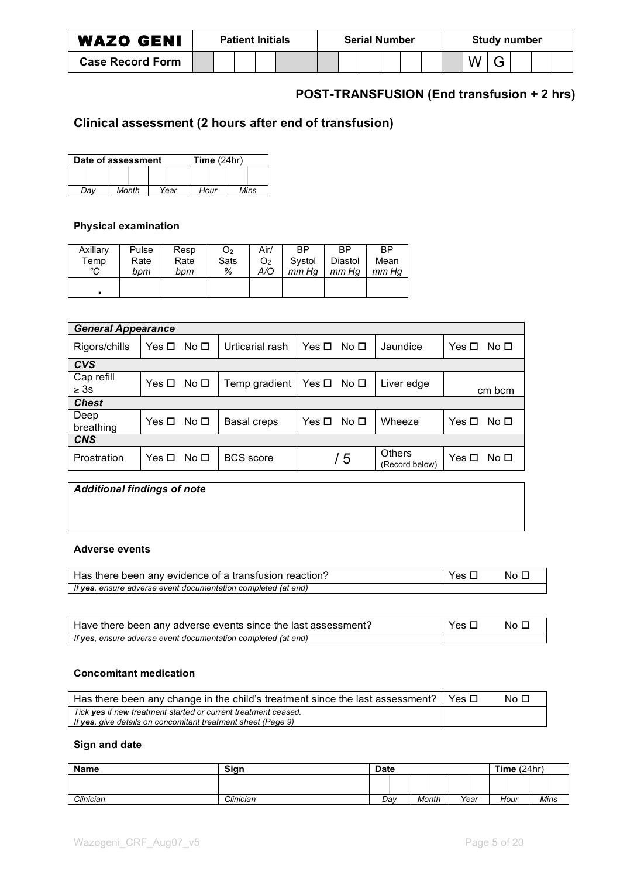| WAZO GENI | Patient Initials | | | | | Serial Number | | | | | | Study number | | | | | |
|---|---|---|---|---|---|---|---|---|---|---|---|---|---|---|---|---|---|
| Case Record Form | | | | | | | | | | | | | W | G | | | |

## POST-TRANSFUSION (End transfusion + 2 hrs)

## Clinical assessment (2 hours after end of transfusion)

| Date of assessment | | | Time (24hr) | |
|---|---|---|---|---|
| | | | | |
| *Day* | *Month* | *Year* | *Hour* | *Mins* |

### Physical examination

| Axillary Temp *°C* | Pulse Rate *bpm* | Resp Rate *bpm* | $O_2$ Sats *%* | Air/ $O_2$ *A/O* | BP Systol *mm Hg* | BP Diastol *mm Hg* | BP Mean *mm Hg* |
|---|---|---|---|---|---|---|---|
| . | | | | | | | |

| *General Appearance* | | | | | |
|---|---|---|---|---|---|
| Rigors/chills | Yes ☐ No ☐ | Urticarial rash | Yes ☐ No ☐ | Jaundice | Yes ☐ No ☐ |
| ***CVS*** | | | | | |
| Cap refill ≥ 3s | Yes ☐ No ☐ | Temp gradient | Yes ☐ No ☐ | Liver edge | cm bcm |
| ***Chest*** | | | | | |
| Deep breathing | Yes ☐ No ☐ | Basal creps | Yes ☐ No ☐ | Wheeze | Yes ☐ No ☐ |
| ***CNS*** | | | | | |
| Prostration | Yes ☐ No ☐ | BCS score | / 5 | Others (Record below) | Yes ☐ No ☐ |

| *Additional findings of note* |
|---|
| |

### Adverse events

| Has there been any evidence of a transfusion reaction? | Yes ☐ No ☐ |
|---|---|
| *If **yes**, ensure adverse event documentation completed (at end)* | |

| Have there been any adverse events since the last assessment? | Yes ☐ No ☐ |
|---|---|
| *If **yes**, ensure adverse event documentation completed (at end)* | |

### Concomitant medication

| Has there been any change in the child's treatment since the last assessment? | Yes ☐ No ☐ |
|---|---|
| *Tick **yes** if new treatment started or current treatment ceased. If **yes**, give details on concomitant treatment sheet (Page 9)* | |

### Sign and date

| Name | Sign | Date | | | Time (24hr) | |
|---|---|---|---|---|---|---|
| | | | | | | |
| *Clinician* | *Clinician* | *Day* | *Month* | *Year* | *Hour* | *Mins* |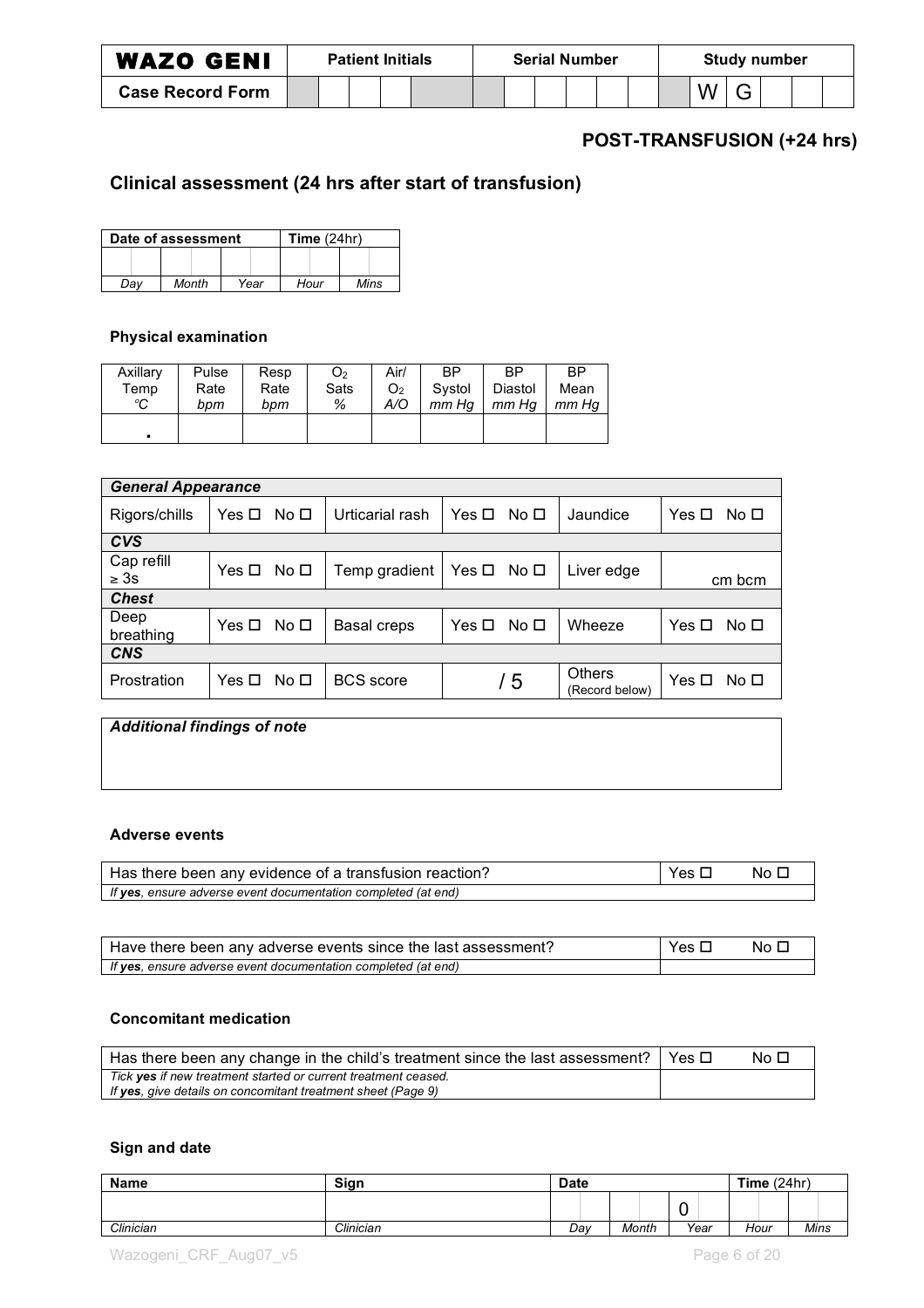| WAZO GENI | Patient Initials | | | | | Serial Number | | | | | | Study number | | | | | |
|---|---|---|---|---|---|---|---|---|---|---|---|---|---|---|---|---|---|
| Case Record Form | | | | | | | | | | | | | W | G | | | |

## POST-TRANSFUSION (+24 hrs)

## Clinical assessment (24 hrs after start of transfusion)

| Date of assessment | | | Time (24hr) | |
|---|---|---|---|---|
| | | | | |
| *Day* | *Month* | *Year* | *Hour* | *Mins* |

### Physical examination

| Axillary Temp *°C* | Pulse Rate *bpm* | Resp Rate *bpm* | $O_2$ Sats *%* | Air/ $O_2$ *A/O* | BP Systol *mm Hg* | BP Diastol *mm Hg* | BP Mean *mm Hg* |
|---|---|---|---|---|---|---|---|
| . | | | | | | | |

| ***General Appearance*** | | | | | |
|---|---|---|---|---|---|
| Rigors/chills | Yes ☐ No ☐ | Urticarial rash | Yes ☐ No ☐ | Jaundice | Yes ☐ No ☐ |
| ***CVS*** | | | | | |
| Cap refill ≥ 3s | Yes ☐ No ☐ | Temp gradient | Yes ☐ No ☐ | Liver edge | cm bcm |
| ***Chest*** | | | | | |
| Deep breathing | Yes ☐ No ☐ | Basal creps | Yes ☐ No ☐ | Wheeze | Yes ☐ No ☐ |
| ***CNS*** | | | | | |
| Prostration | Yes ☐ No ☐ | BCS score | / 5 | Others (Record below) | Yes ☐ No ☐ |

| ***Additional findings of note*** |
|---|
| |

### Adverse events

| Has there been any evidence of a transfusion reaction? | Yes ☐ | No ☐ |
|---|---|---|
| *If **yes**, ensure adverse event documentation completed (at end)* | | |

| Have there been any adverse events since the last assessment? | Yes ☐ | No ☐ |
|---|---|---|
| *If **yes**, ensure adverse event documentation completed (at end)* | | |

### Concomitant medication

| Has there been any change in the child's treatment since the last assessment? | Yes ☐ | No ☐ |
|---|---|---|
| *Tick **yes** if new treatment started or current treatment ceased.*<br>*If **yes**, give details on concomitant treatment sheet (Page 9)* | | |

### Sign and date

| Name | Sign | Date | | | Time (24hr) | |
|---|---|---|---|---|---|---|
| | | | | 0 | | |
| *Clinician* | *Clinician* | *Day* | *Month* | *Year* | *Hour* | *Mins* |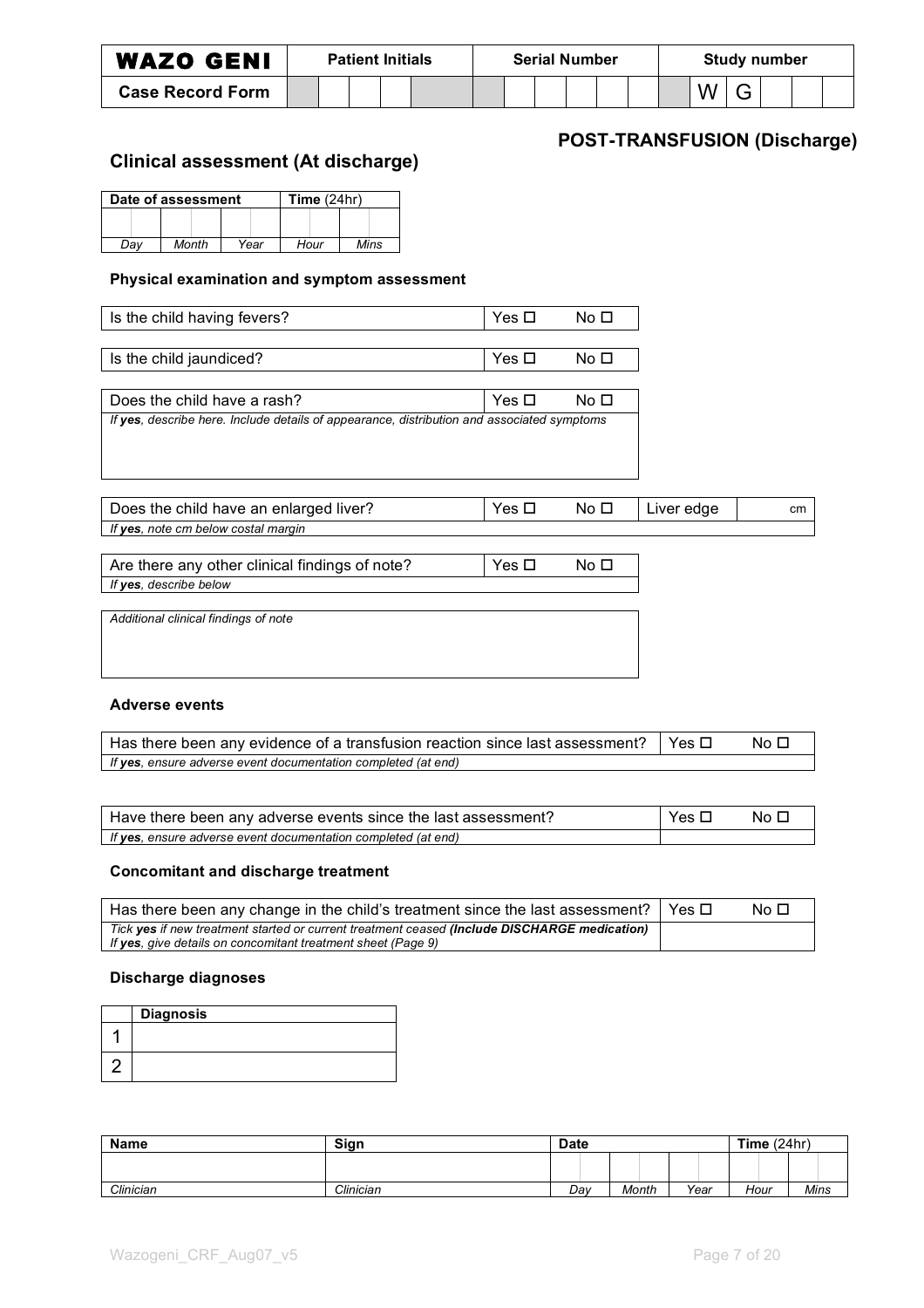| **WAZO GENI** | **Patient Initials** | **Serial Number** | **Study number** |
|---|---|---|---|
| **Case Record Form** | | | W G |

## POST-TRANSFUSION (Discharge)

## Clinical assessment (At discharge)

| Date of assessment | | | Time (24hr) | |
|---|---|---|---|---|
| | | | | |
| *Day* | *Month* | *Year* | *Hour* | *Mins* |

### Physical examination and symptom assessment

| Is the child having fevers? | Yes ☐ | No ☐ |
|---|---|---|

| Is the child jaundiced? | Yes ☐ | No ☐ |
|---|---|---|

| Does the child have a rash? | Yes ☐ | No ☐ |
|---|---|---|
| *If **yes**, describe here. Include details of appearance, distribution and associated symptoms* | | |

| Does the child have an enlarged liver? | Yes ☐ | No ☐ | Liver edge | cm |
|---|---|---|---|---|
| *If **yes**, note cm below costal margin* | | | | |

| Are there any other clinical findings of note? | Yes ☐ | No ☐ |
|---|---|---|
| *If **yes**, describe below* | | |

*Additional clinical findings of note*

### Adverse events

| Has there been any evidence of a transfusion reaction since last assessment? | Yes ☐ | No ☐ |
|---|---|---|
| *If **yes**, ensure adverse event documentation completed (at end)* | | |

| Have there been any adverse events since the last assessment? | Yes ☐ | No ☐ |
|---|---|---|
| *If **yes**, ensure adverse event documentation completed (at end)* | | |

### Concomitant and discharge treatment

| Has there been any change in the child's treatment since the last assessment? | Yes ☐ | No ☐ |
|---|---|---|
| *Tick **yes** if new treatment started or current treatment ceased **(Include DISCHARGE medication)*** <br> *If **yes**, give details on concomitant treatment sheet (Page 9)* | | |

### Discharge diagnoses

| | **Diagnosis** |
|---|---|
| 1 | |
| 2 | |

| **Name** | **Sign** | **Date** | | | **Time** (24hr) | |
|---|---|---|---|---|---|---|
| | | | | | | |
| *Clinician* | *Clinician* | *Day* | *Month* | *Year* | *Hour* | *Mins* |

Wazogeni_CRF_Aug07_v5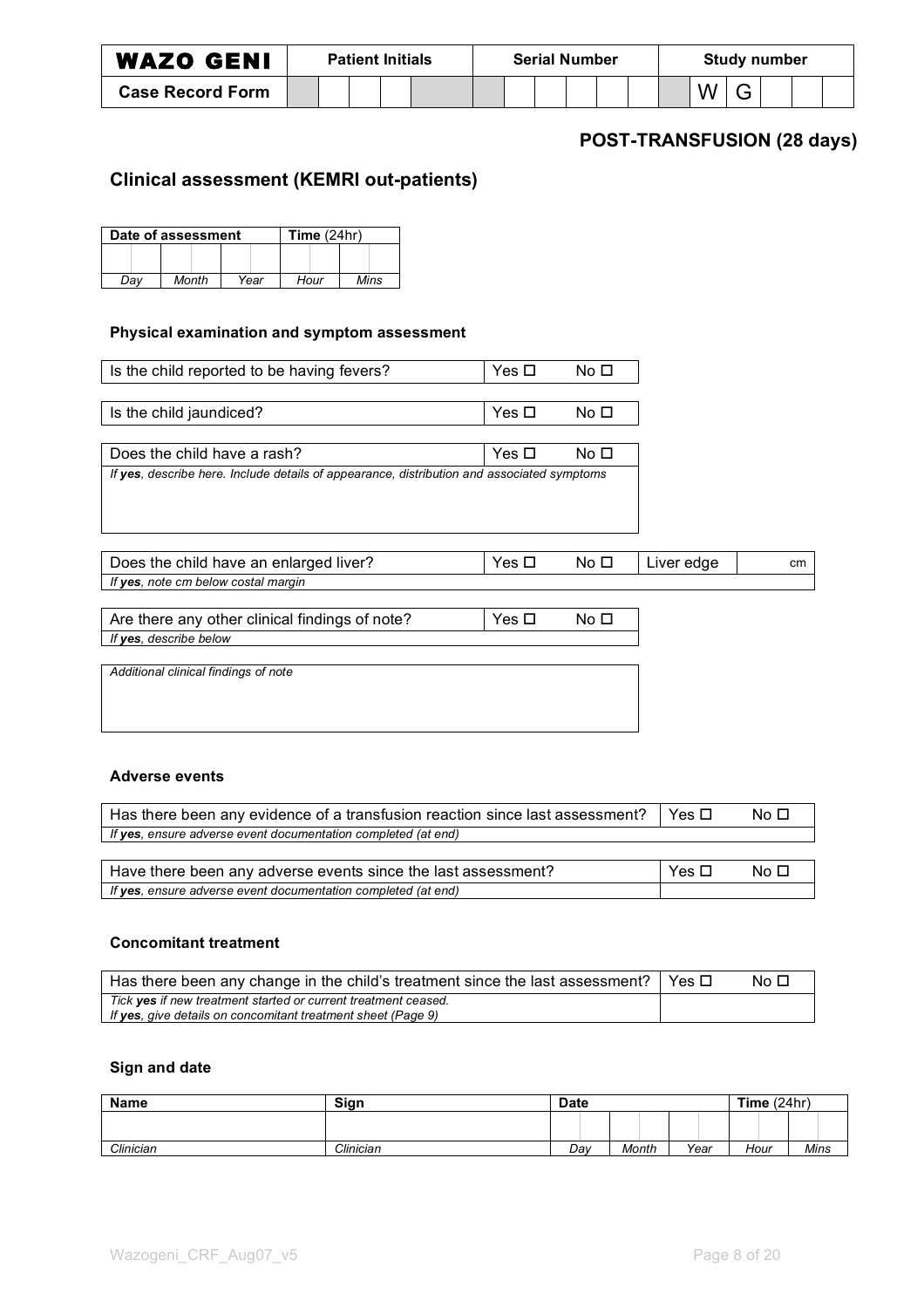| WAZO GENI | Patient Initials | | | | | Serial Number | | | | | | Study number | | | | | |
|---|---|---|---|---|---|---|---|---|---|---|---|---|---|---|---|---|---|
| Case Record Form | | | | | | | | | | | | | W | G | | | |

## POST-TRANSFUSION (28 days)

## Clinical assessment (KEMRI out-patients)

| Date of assessment | | | Time (24hr) | |
|---|---|---|---|---|
| | | | | |
| *Day* | *Month* | *Year* | *Hour* | *Mins* |

### Physical examination and symptom assessment

| Is the child reported to be having fevers? | Yes ☐ | No ☐ |
|---|---|---|

| Is the child jaundiced? | Yes ☐ | No ☐ |
|---|---|---|

| Does the child have a rash? | Yes ☐ | No ☐ |
|---|---|---|
| *If **yes**, describe here. Include details of appearance, distribution and associated symptoms* | | |

| Does the child have an enlarged liver? | Yes ☐ | No ☐ | Liver edge | cm |
|---|---|---|---|---|
| *If **yes**, note cm below costal margin* | | | | |

| Are there any other clinical findings of note? | Yes ☐ | No ☐ |
|---|---|---|
| *If **yes**, describe below* | | |

| *Additional clinical findings of note* |
|---|
| |

### Adverse events

| Has there been any evidence of a transfusion reaction since last assessment? | Yes ☐ | No ☐ |
|---|---|---|
| *If **yes**, ensure adverse event documentation completed (at end)* | | |

| Have there been any adverse events since the last assessment? | Yes ☐ | No ☐ |
|---|---|---|
| *If **yes**, ensure adverse event documentation completed (at end)* | | |

### Concomitant treatment

| Has there been any change in the child's treatment since the last assessment? | Yes ☐ | No ☐ |
|---|---|---|
| *Tick **yes** if new treatment started or current treatment ceased.*<br>*If **yes**, give details on concomitant treatment sheet (Page 9)* | | |

### Sign and date

| Name | Sign | Date | | | Time (24hr) | |
|---|---|---|---|---|---|---|
| | | | | | | |
| *Clinician* | *Clinician* | *Day* | *Month* | *Year* | *Hour* | *Mins* |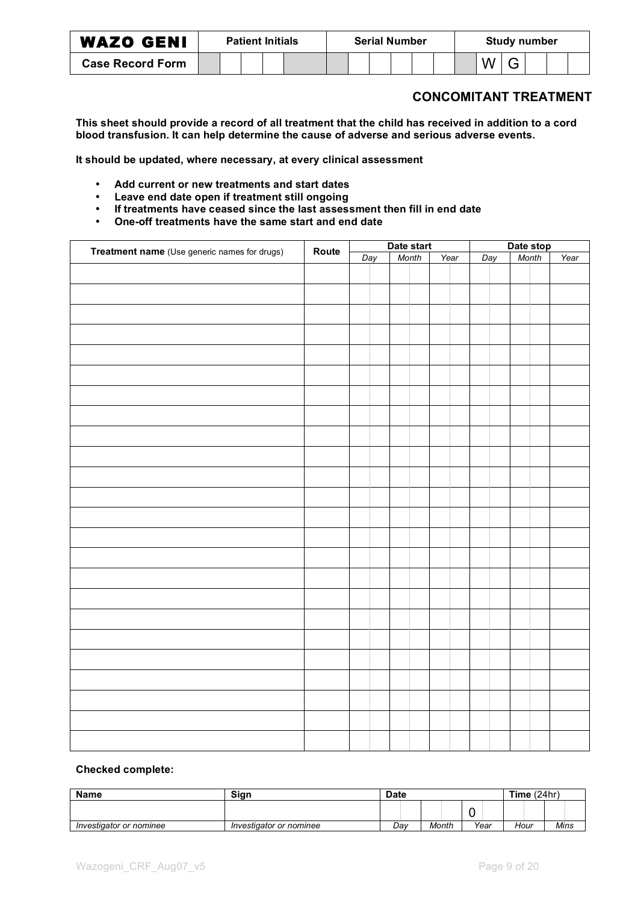| WAZO GENI | Patient Initials | | | | | Serial Number | | | | | | Study number | | | | | |
|---|---|---|---|---|---|---|---|---|---|---|---|---|---|---|---|---|---|
| Case Record Form | | | | | | | | | | | | | W | G | | | |

## CONCOMITANT TREATMENT

**This sheet should provide a record of all treatment that the child has received in addition to a cord blood transfusion. It can help determine the cause of adverse and serious adverse events.**

**It should be updated, where necessary, at every clinical assessment**

- **Add current or new treatments and start dates**
- **Leave end date open if treatment still ongoing**
- **If treatments have ceased since the last assessment then fill in end date**
- **One-off treatments have the same start and end date**

| **Treatment name** (Use generic names for drugs) | **Route** | **Date start** | | | **Date stop** | | |
|---|---|---|---|---|---|---|---|
| | | *Day* | *Month* | *Year* | *Day* | *Month* | *Year* |
| | | | | | | | |
| | | | | | | | |
| | | | | | | | |
| | | | | | | | |
| | | | | | | | |
| | | | | | | | |
| | | | | | | | |
| | | | | | | | |
| | | | | | | | |
| | | | | | | | |
| | | | | | | | |
| | | | | | | | |
| | | | | | | | |
| | | | | | | | |
| | | | | | | | |
| | | | | | | | |
| | | | | | | | |
| | | | | | | | |
| | | | | | | | |
| | | | | | | | |
| | | | | | | | |
| | | | | | | | |
| | | | | | | | |
| | | | | | | | |

**Checked complete:**

| **Name** | **Sign** | **Date** | | | **Time** (24hr) | |
|---|---|---|---|---|---|---|
| | | | | 0 | | |
| *Investigator or nominee* | *Investigator or nominee* | *Day* | *Month* | *Year* | *Hour* | *Mins* |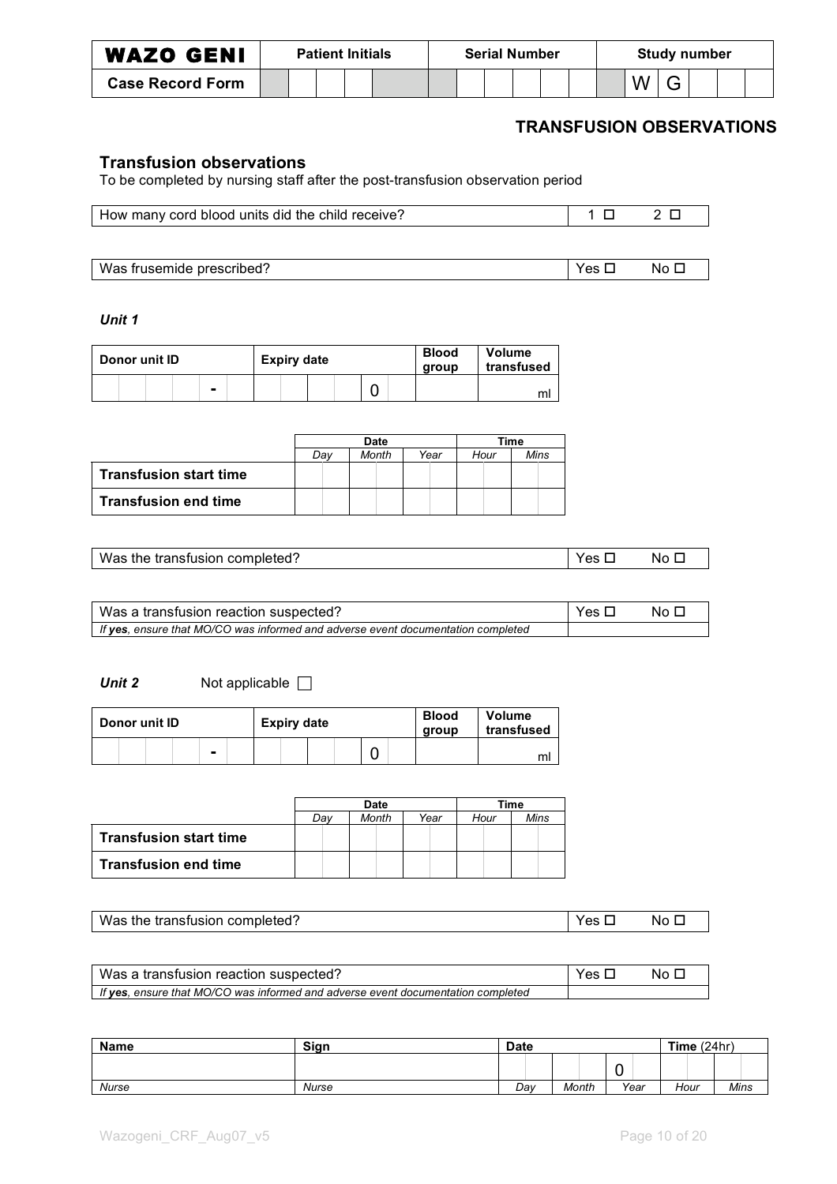| WAZO GENI | Patient Initials | | | | | Serial Number | | | | | | Study number | | | | | |
|---|---|---|---|---|---|---|---|---|---|---|---|---|---|---|---|---|---|
| Case Record Form | | | | | | | | | | | | | W | G | | | |

## TRANSFUSION OBSERVATIONS

### Transfusion observations

To be completed by nursing staff after the post-transfusion observation period

| How many cord blood units did the child receive? | 1 ☐ 2 ☐ |
|---|---|

| Was frusemide prescribed? | Yes ☐ No ☐ |
|---|---|

***Unit 1***

| Donor unit ID | Expiry date | Blood group | Volume transfused |
|---|---|---|---|
| - | 0 | | ml |

| | Date | | | Time | |
|---|---|---|---|---|---|
| | *Day* | *Month* | *Year* | *Hour* | *Mins* |
| **Transfusion start time** | | | | | |
| **Transfusion end time** | | | | | |

| Was the transfusion completed? | Yes ☐ No ☐ |
|---|---|

| Was a transfusion reaction suspected? | Yes ☐ No ☐ |
|---|---|
| *If **yes**, ensure that MO/CO was informed and adverse event documentation completed* | |

***Unit 2*** Not applicable ☐

| Donor unit ID | Expiry date | Blood group | Volume transfused |
|---|---|---|---|
| - | 0 | | ml |

| | Date | | | Time | |
|---|---|---|---|---|---|
| | *Day* | *Month* | *Year* | *Hour* | *Mins* |
| **Transfusion start time** | | | | | |
| **Transfusion end time** | | | | | |

| Was the transfusion completed? | Yes ☐ No ☐ |
|---|---|

| Was a transfusion reaction suspected? | Yes ☐ No ☐ |
|---|---|
| *If **yes**, ensure that MO/CO was informed and adverse event documentation completed* | |

| Name | Sign | Date | | | Time (24hr) | |
|---|---|---|---|---|---|---|
| | | | | 0 | | |
| *Nurse* | *Nurse* | *Day* | *Month* | *Year* | *Hour* | *Mins* |

Wazogeni_CRF_Aug07_v5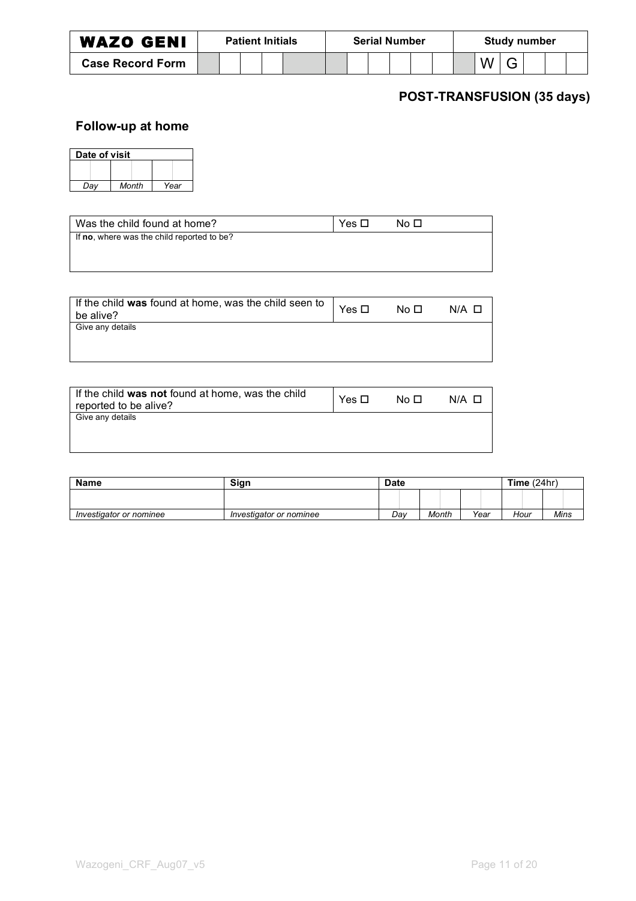| WAZO GENI | Patient Initials | | | | | Serial Number | | | | | | Study number | | | | | |
|---|---|---|---|---|---|---|---|---|---|---|---|---|---|---|---|---|---|
| Case Record Form | | | | | | | | | | | | | W | G | | | |

## POST-TRANSFUSION (35 days)

### Follow-up at home

| Date of visit | | |
|---|---|---|
| | | |
| *Day* | *Month* | *Year* |

| Was the child found at home? | Yes ☐ | No ☐ |
|---|---|---|
| If **no**, where was the child reported to be? | | |

| If the child **was** found at home, was the child seen to be alive? | Yes ☐ | No ☐ | N/A ☐ |
|---|---|---|---|
| Give any details | | | |

| If the child **was not** found at home, was the child reported to be alive? | Yes ☐ | No ☐ | N/A ☐ |
|---|---|---|---|
| Give any details | | | |

| **Name** | **Sign** | **Date** | | | **Time** (24hr) | |
|---|---|---|---|---|---|---|
| | | | | | | |
| *Investigator or nominee* | *Investigator or nominee* | *Day* | *Month* | *Year* | *Hour* | *Mins* |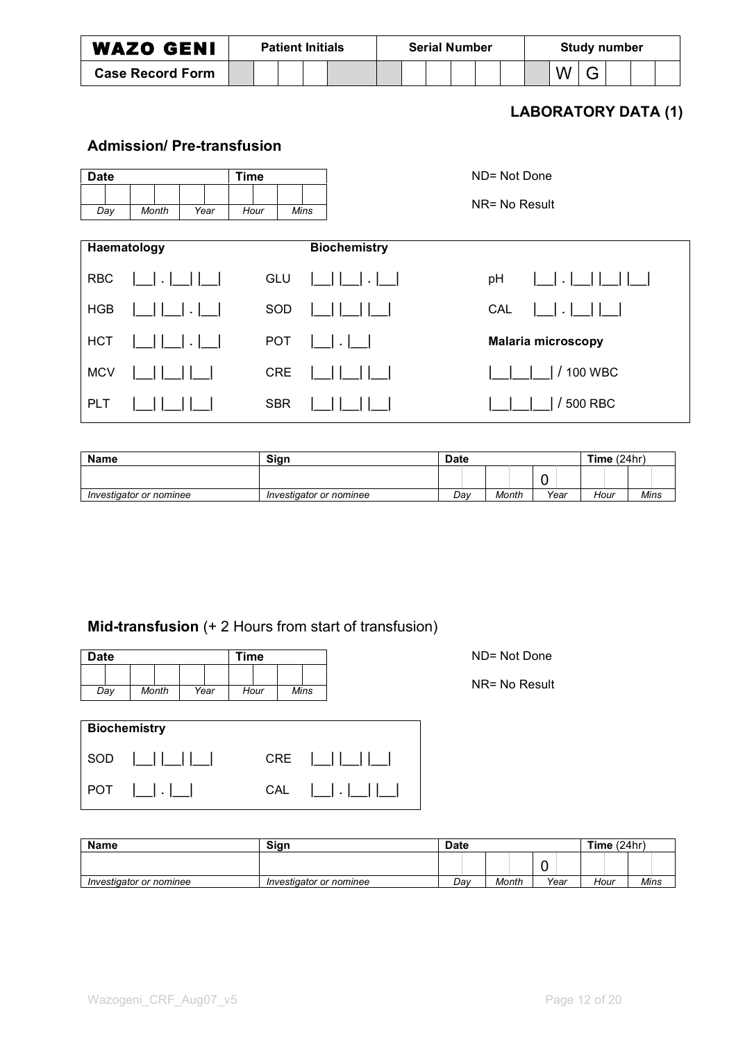| WAZO GENI | Patient Initials | | | | | Serial Number | | | | | | Study number | | | | | |
|---|---|---|---|---|---|---|---|---|---|---|---|---|---|---|---|---|---|
| Case Record Form | | | | | | | | | | | | | W | G | | | |

## LABORATORY DATA (1)

### Admission/ Pre-transfusion

| Date | | | | | | Time | | | |
|---|---|---|---|---|---|---|---|---|---|
| | | | | | | | | | |
| *Day* | | *Month* | | *Year* | | *Hour* | | *Mins* | |

ND= Not Done

NR= No Result

| Haematology | | Biochemistry | | | |
|---|---|---|---|---|---|
| RBC | &#124;__&#124; . &#124;__&#124; &#124;__&#124; | GLU | &#124;__&#124; &#124;__&#124; . &#124;__&#124; | pH | &#124;__&#124; . &#124;__&#124; &#124;__&#124; &#124;__&#124; |
| HGB | &#124;__&#124; &#124;__&#124; . &#124;__&#124; | SOD | &#124;__&#124; &#124;__&#124; &#124;__&#124; | CAL | &#124;__&#124; . &#124;__&#124; &#124;__&#124; |
| HCT | &#124;__&#124; &#124;__&#124; . &#124;__&#124; | POT | &#124;__&#124; . &#124;__&#124; | **Malaria microscopy** | |
| MCV | &#124;__&#124; &#124;__&#124; &#124;__&#124; | CRE | &#124;__&#124; &#124;__&#124; &#124;__&#124; | &#124;__&#124;__&#124;__&#124; / 100 WBC | |
| PLT | &#124;__&#124; &#124;__&#124; &#124;__&#124; | SBR | &#124;__&#124; &#124;__&#124; &#124;__&#124; | &#124;__&#124;__&#124;__&#124; / 500 RBC | |

| Name | Sign | Date | | | | | | Time (24hr) | | | |
|---|---|---|---|---|---|---|---|---|---|---|---|
| | | | | | | 0 | | | | | |
| *Investigator or nominee* | *Investigator or nominee* | *Day* | | *Month* | | *Year* | | *Hour* | | *Mins* | |

### Mid-transfusion (+ 2 Hours from start of transfusion)

| Date | | | | | | Time | | | |
|---|---|---|---|---|---|---|---|---|---|
| | | | | | | | | | |
| *Day* | | *Month* | | *Year* | | *Hour* | | *Mins* | |

ND= Not Done

NR= No Result

| Biochemistry | | | |
|---|---|---|---|
| SOD | &#124;__&#124; &#124;__&#124; &#124;__&#124; | CRE | &#124;__&#124; &#124;__&#124; &#124;__&#124; |
| POT | &#124;__&#124; . &#124;__&#124; | CAL | &#124;__&#124; . &#124;__&#124; &#124;__&#124; |

| Name | Sign | Date | | | | | | Time (24hr) | | | |
|---|---|---|---|---|---|---|---|---|---|---|---|
| | | | | | | 0 | | | | | |
| *Investigator or nominee* | *Investigator or nominee* | *Day* | | *Month* | | *Year* | | *Hour* | | *Mins* | |

Wazogeni_CRF_Aug07_v5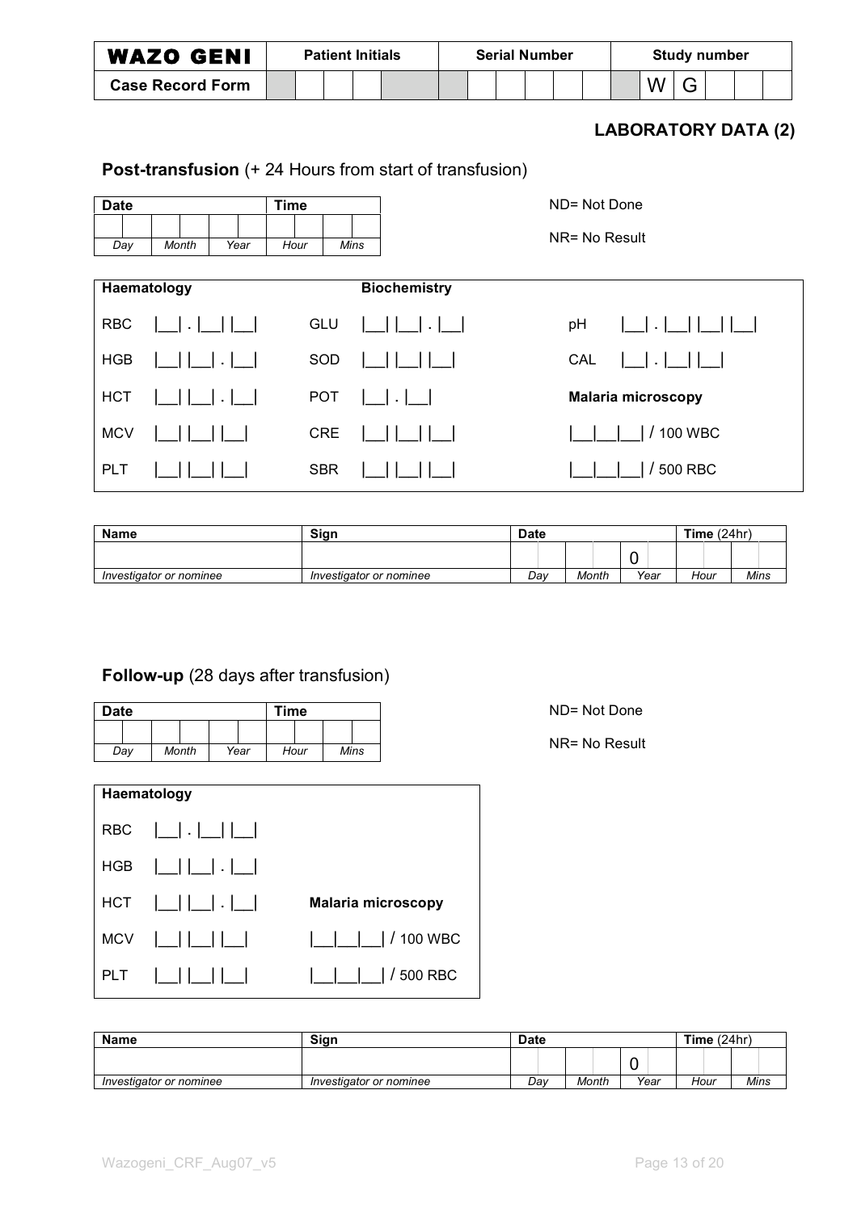| WAZO GENI | Patient Initials | | | | | Serial Number | | | | | | Study number | | | | | |
|---|---|---|---|---|---|---|---|---|---|---|---|---|---|---|---|---|---|
| Case Record Form | | | | | | | | | | | | | W | G | | | |

## LABORATORY DATA (2)

### Post-transfusion (+ 24 Hours from start of transfusion)

| Date | | | | | | Time | | | |
|---|---|---|---|---|---|---|---|---|---|
| | | | | | | | | | |
| Day | | Month | | Year | | Hour | | Mins | |

ND= Not Done

NR= No Result

| Haematology | | Biochemistry | | | |
|---|---|---|---|---|---|
| RBC | \|__\| . \|__\| \|__\| | GLU | \|__\| \|__\| . \|__\| | pH | \|__\| . \|__\| \|__\| \|__\| |
| HGB | \|__\| \|__\| . \|__\| | SOD | \|__\| \|__\| \|__\| | CAL | \|__\| . \|__\| \|__\| |
| HCT | \|__\| \|__\| . \|__\| | POT | \|__\| . \|__\| | **Malaria microscopy** | |
| MCV | \|__\| \|__\| \|__\| | CRE | \|__\| \|__\| \|__\| | \|__\|__\|__\| / 100 WBC | |
| PLT | \|__\| \|__\| \|__\| | SBR | \|__\| \|__\| \|__\| | \|__\|__\|__\| / 500 RBC | |

| Name | Sign | Date | | | | | | Time (24hr) | | | |
|---|---|---|---|---|---|---|---|---|---|---|---|
| | | | | | | 0 | | | | | |
| *Investigator or nominee* | *Investigator or nominee* | *Day* | | *Month* | | *Year* | | *Hour* | | *Mins* | |

### Follow-up (28 days after transfusion)

| Date | | | | | | Time | | | |
|---|---|---|---|---|---|---|---|---|---|
| | | | | | | | | | |
| Day | | Month | | Year | | Hour | | Mins | |

ND= Not Done

NR= No Result

| Haematology | | |
|---|---|---|
| RBC | \|__\| . \|__\| \|__\| | |
| HGB | \|__\| \|__\| . \|__\| | |
| HCT | \|__\| \|__\| . \|__\| | **Malaria microscopy** |
| MCV | \|__\| \|__\| \|__\| | \|__\|__\|__\| / 100 WBC |
| PLT | \|__\| \|__\| \|__\| | \|__\|__\|__\| / 500 RBC |

| Name | Sign | Date | | | | | | Time (24hr) | | | |
|---|---|---|---|---|---|---|---|---|---|---|---|
| | | | | | | 0 | | | | | |
| *Investigator or nominee* | *Investigator or nominee* | *Day* | | *Month* | | *Year* | | *Hour* | | *Mins* | |

Wazogeni_CRF_Aug07_v5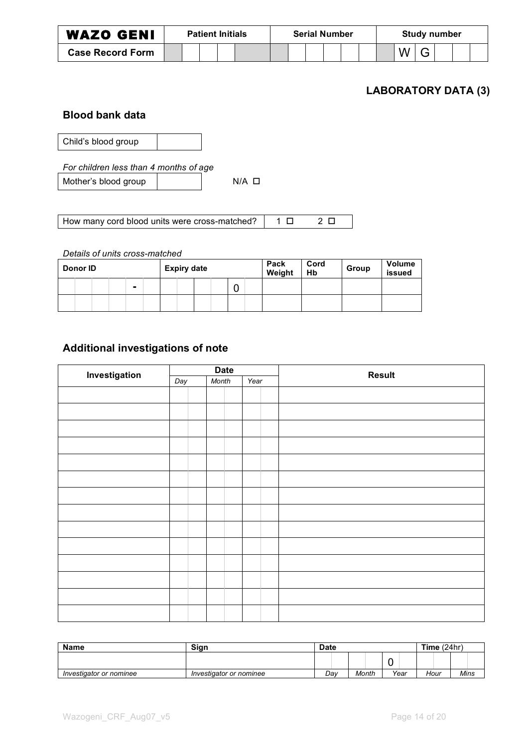| WAZO GENI | Patient Initials | | | | | Serial Number | | | | | | Study number | | | | | |
|---|---|---|---|---|---|---|---|---|---|---|---|---|---|---|---|---|---|
| Case Record Form | | | | | | | | | | | | | W | G | | | |

## LABORATORY DATA (3)

### Blood bank data

| Child's blood group | |
|---|---|

*For children less than 4 months of age*

| Mother's blood group | | N/A ☐ |
|---|---|---|

| How many cord blood units were cross-matched? | 1 ☐ 2 ☐ |
|---|---|

*Details of units cross-matched*

| Donor ID | | | | | | Expiry date | | | | | | Pack Weight | Cord Hb | Group | Volume issued |
|---|---|---|---|---|---|---|---|---|---|---|---|---|---|---|---|
| | | | | - | | | | | | 0 | | | | | |
| | | | | | | | | | | | | | | | |

### Additional investigations of note

| Investigation | Date | | | | | | Result |
|---|---|---|---|---|---|---|---|
| | *Day* | | *Month* | | *Year* | | |
| | | | | | | | |
| | | | | | | | |
| | | | | | | | |
| | | | | | | | |
| | | | | | | | |
| | | | | | | | |
| | | | | | | | |
| | | | | | | | |
| | | | | | | | |
| | | | | | | | |
| | | | | | | | |
| | | | | | | | |
| | | | | | | | |
| | | | | | | | |

| Name | Sign | Date | | | | | | Time (24hr) | | | |
|---|---|---|---|---|---|---|---|---|---|---|---|
| | | | | | | 0 | | | | | |
| *Investigator or nominee* | *Investigator or nominee* | *Day* | | *Month* | | *Year* | | *Hour* | | *Mins* | |

Wazogeni_CRF_Aug07_v5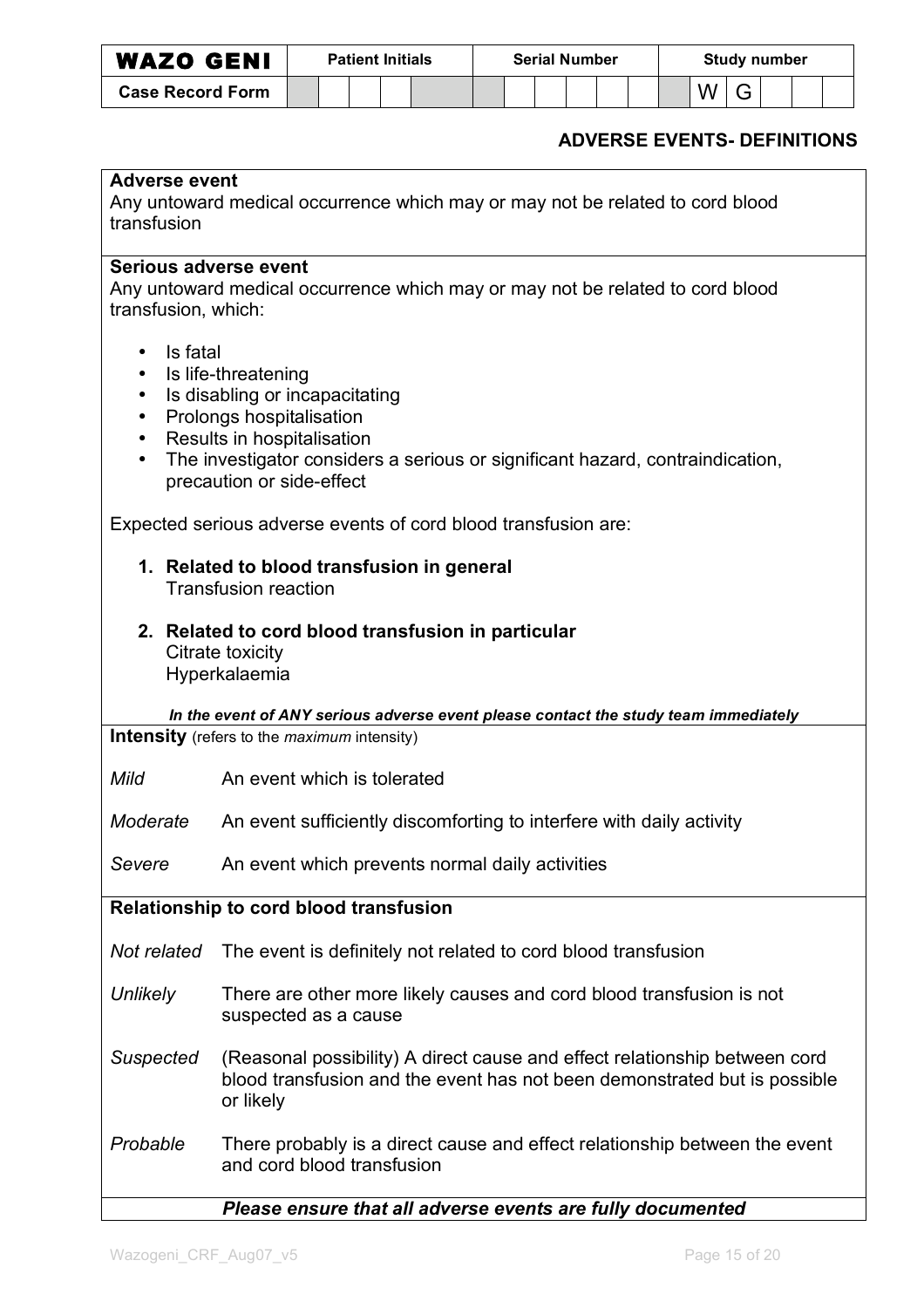| WAZO GENI | Patient Initials | | | | | Serial Number | | | | | | | Study number | | | | | |
|---|---|---|---|---|---|---|---|---|---|---|---|---|---|---|---|---|---|---|
| Case Record Form | | | | | | | | | | | | | | W | G | | | |

## ADVERSE EVENTS- DEFINITIONS

**Adverse event**
Any untoward medical occurrence which may or may not be related to cord blood transfusion

**Serious adverse event**
Any untoward medical occurrence which may or may not be related to cord blood transfusion, which:

- Is fatal
- Is life-threatening
- Is disabling or incapacitating
- Prolongs hospitalisation
- Results in hospitalisation
- The investigator considers a serious or significant hazard, contraindication, precaution or side-effect

Expected serious adverse events of cord blood transfusion are:

1. **Related to blood transfusion in general**
   Transfusion reaction

2. **Related to cord blood transfusion in particular**
   Citrate toxicity
   Hyperkalaemia

***In the event of ANY serious adverse event please contact the study team immediately***

**Intensity** (refers to the *maximum* intensity)

| | |
|---|---|
| *Mild* | An event which is tolerated |
| *Moderate* | An event sufficiently discomforting to interfere with daily activity |
| *Severe* | An event which prevents normal daily activities |

**Relationship to cord blood transfusion**

| | |
|---|---|
| *Not related* | The event is definitely not related to cord blood transfusion |
| *Unlikely* | There are other more likely causes and cord blood transfusion is not suspected as a cause |
| *Suspected* | (Reasonal possibility) A direct cause and effect relationship between cord blood transfusion and the event has not been demonstrated but is possible or likely |
| *Probable* | There probably is a direct cause and effect relationship between the event and cord blood transfusion |

***Please ensure that all adverse events are fully documented***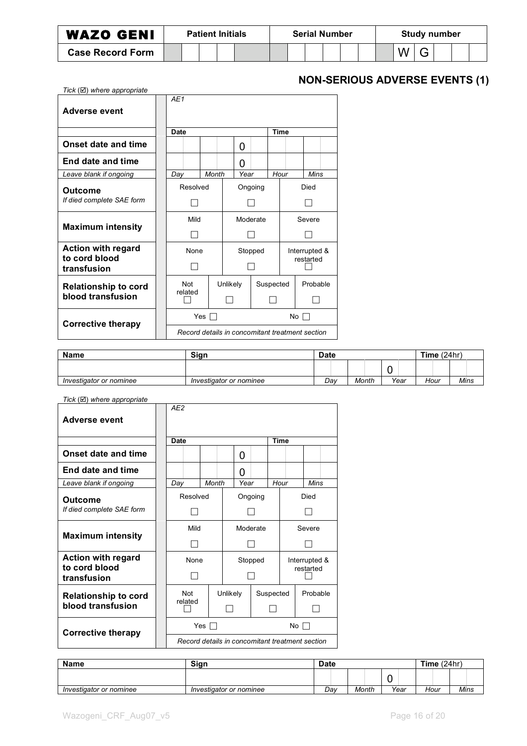| WAZO GENI | Patient Initials | | | | Serial Number | | | | | | Study number | | | | |
|---|---|---|---|---|---|---|---|---|---|---|---|---|---|---|---|
| Case Record Form | | | | | | | | | | | | W | G | | |

## NON-SERIOUS ADVERSE EVENTS (1)

*Tick (☑) where appropriate*

| | | | | | | | | | | | |
|---|---|---|---|---|---|---|---|---|---|---|---|
| **Adverse event** | *AE1* | | | | | | | | | | |
| | **Date** | | | | | | **Time** | | | | |
| **Onset date and time** | | | | | 0 | | | | | | |
| **End date and time** | | | | | 0 | | | | | | |
| *Leave blank if ongoing* | *Day* | | *Month* | | *Year* | | *Hour* | | *Mins* | | |
| **Outcome** *If died complete SAE form* | Resolved ☐ | | | Ongoing ☐ | | | | Died ☐ | | | |
| **Maximum intensity** | Mild ☐ | | | Moderate ☐ | | | | Severe ☐ | | | |
| **Action with regard to cord blood transfusion** | None ☐ | | | Stopped ☐ | | | | Interrupted & restarted ☐ | | | |
| **Relationship to cord blood transfusion** | Not related ☐ | | Unlikely ☐ | | Suspected ☐ | | | Probable ☐ | | | |
| **Corrective therapy** | Yes ☐ | | | | | | No ☐ | | | | |
| | *Record details in concomitant treatment section* | | | | | | | | | | |

| Name | Sign | Date | | | | | | Time (24hr) | | | |
|---|---|---|---|---|---|---|---|---|---|---|---|
| | | | | | | 0 | | | | | |
| *Investigator or nominee* | *Investigator or nominee* | *Day* | | *Month* | | *Year* | | *Hour* | | *Mins* | |

*Tick (☑) where appropriate*

| | | | | | | | | | | | |
|---|---|---|---|---|---|---|---|---|---|---|---|
| **Adverse event** | *AE2* | | | | | | | | | | |
| | **Date** | | | | | | **Time** | | | | |
| **Onset date and time** | | | | | 0 | | | | | | |
| **End date and time** | | | | | 0 | | | | | | |
| *Leave blank if ongoing* | *Day* | | *Month* | | *Year* | | *Hour* | | *Mins* | | |
| **Outcome** *If died complete SAE form* | Resolved ☐ | | | Ongoing ☐ | | | | Died ☐ | | | |
| **Maximum intensity** | Mild ☐ | | | Moderate ☐ | | | | Severe ☐ | | | |
| **Action with regard to cord blood transfusion** | None ☐ | | | Stopped ☐ | | | | Interrupted & restarted ☐ | | | |
| **Relationship to cord blood transfusion** | Not related ☐ | | Unlikely ☐ | | Suspected ☐ | | | Probable ☐ | | | |
| **Corrective therapy** | Yes ☐ | | | | | | No ☐ | | | | |
| | *Record details in concomitant treatment section* | | | | | | | | | | |

| Name | Sign | Date | | | | | | Time (24hr) | | | |
|---|---|---|---|---|---|---|---|---|---|---|---|
| | | | | | | 0 | | | | | |
| *Investigator or nominee* | *Investigator or nominee* | *Day* | | *Month* | | *Year* | | *Hour* | | *Mins* | |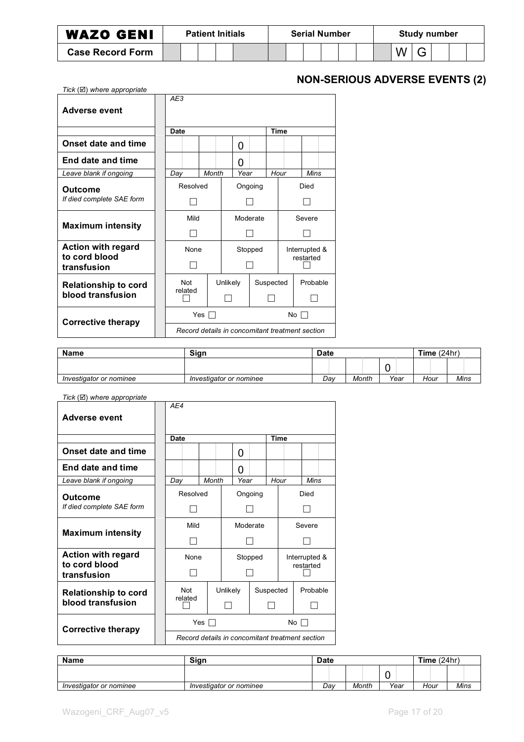| **WAZO GENI** | **Patient Initials** | **Serial Number** | **Study number** |
|---|---|---|---|
| **Case Record Form** | | | W G |

## NON-SERIOUS ADVERSE EVENTS (2)

*Tick (☑) where appropriate*

| | | | | |
|---|---|---|---|---|
| **Adverse event** | *AE3* | | | |
| | **Date** | | | **Time** |
| **Onset date and time** | | | 0 | |
| **End date and time** | | | 0 | |
| *Leave blank if ongoing* | *Day* | *Month* | *Year* | *Hour* / *Mins* |
| **Outcome** *If died complete SAE form* | Resolved ☐ | Ongoing ☐ | Died ☐ | |
| **Maximum intensity** | Mild ☐ | Moderate ☐ | Severe ☐ | |
| **Action with regard to cord blood transfusion** | None ☐ | Stopped ☐ | Interrupted & restarted ☐ | |
| **Relationship to cord blood transfusion** | Not related ☐ | Unlikely ☐ | Suspected ☐ | Probable ☐ |
| **Corrective therapy** | Yes ☐ | | No ☐ | |
| | *Record details in concomitant treatment section* | | | |

| **Name** | **Sign** | **Date** | | | **Time** (24hr) | |
|---|---|---|---|---|---|---|
| | | | | 0 | | |
| *Investigator or nominee* | *Investigator or nominee* | *Day* | *Month* | *Year* | *Hour* | *Mins* |

*Tick (☑) where appropriate*

| | | | | |
|---|---|---|---|---|
| **Adverse event** | *AE4* | | | |
| | **Date** | | | **Time** |
| **Onset date and time** | | | 0 | |
| **End date and time** | | | 0 | |
| *Leave blank if ongoing* | *Day* | *Month* | *Year* | *Hour* / *Mins* |
| **Outcome** *If died complete SAE form* | Resolved ☐ | Ongoing ☐ | Died ☐ | |
| **Maximum intensity** | Mild ☐ | Moderate ☐ | Severe ☐ | |
| **Action with regard to cord blood transfusion** | None ☐ | Stopped ☐ | Interrupted & restarted ☐ | |
| **Relationship to cord blood transfusion** | Not related ☐ | Unlikely ☐ | Suspected ☐ | Probable ☐ |
| **Corrective therapy** | Yes ☐ | | No ☐ | |
| | *Record details in concomitant treatment section* | | | |

| **Name** | **Sign** | **Date** | | | **Time** (24hr) | |
|---|---|---|---|---|---|---|
| | | | | 0 | | |
| *Investigator or nominee* | *Investigator or nominee* | *Day* | *Month* | *Year* | *Hour* | *Mins* |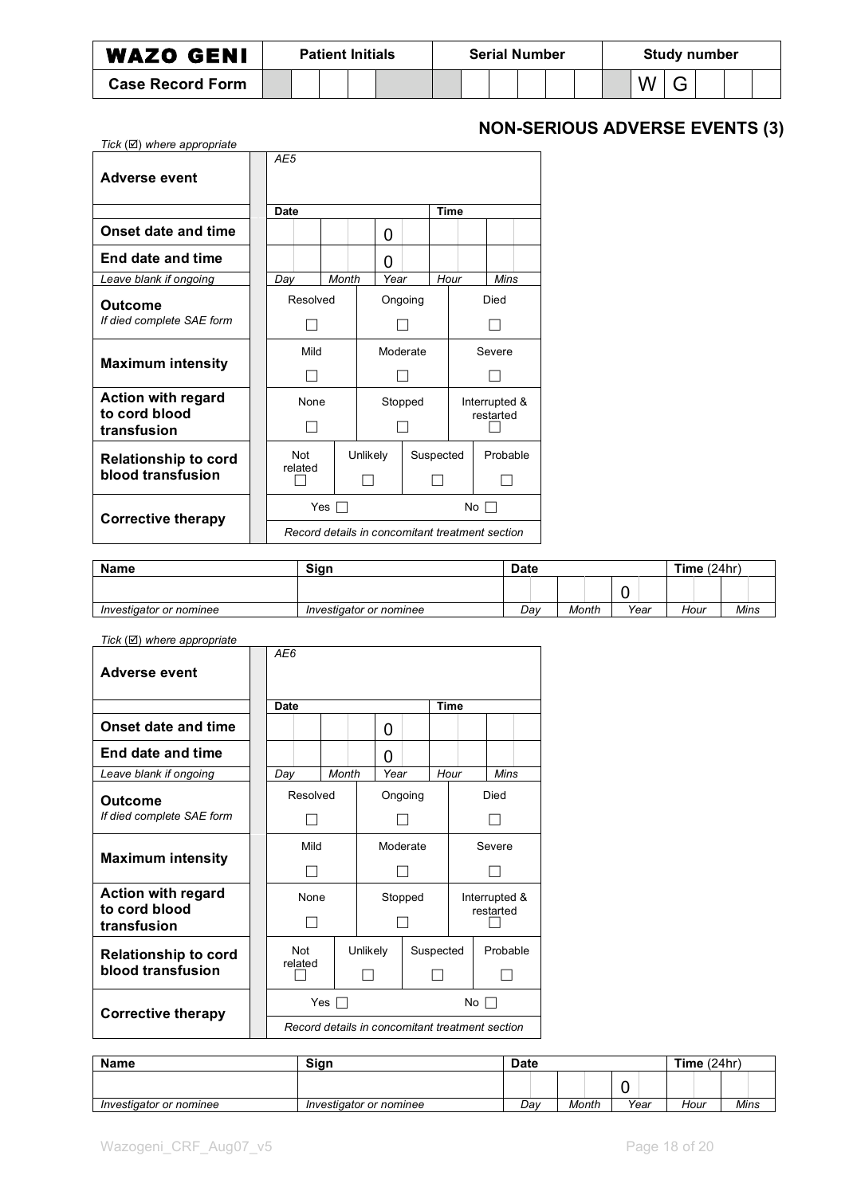| WAZO GENI | Patient Initials | | | | Serial Number | | | | | | Study number | | | | |
|---|---|---|---|---|---|---|---|---|---|---|---|---|---|---|---|
| Case Record Form | | | | | | | | | | | | W | G | | |

## NON-SERIOUS ADVERSE EVENTS (3)

*Tick (☑) where appropriate*

| | | | | | | |
|---|---|---|---|---|---|---|
| **Adverse event** | *AE5* | | | | | |
| | **Date** | | | **Time** | | |
| **Onset date and time** | | | 0 | | | |
| **End date and time** | | | 0 | | | |
| *Leave blank if ongoing* | *Day* | *Month* | *Year* | *Hour* | *Mins* | |
| **Outcome** *If died complete SAE form* | Resolved ☐ | | Ongoing ☐ | | Died ☐ | |
| **Maximum intensity** | Mild ☐ | | Moderate ☐ | | Severe ☐ | |
| **Action with regard to cord blood transfusion** | None ☐ | | Stopped ☐ | | Interrupted & restarted ☐ | |
| **Relationship to cord blood transfusion** | Not related ☐ | Unlikely ☐ | | Suspected ☐ | | Probable ☐ |
| **Corrective therapy** | Yes ☐ | | | No ☐ | | |
| | *Record details in concomitant treatment section* | | | | | |

| Name | Sign | Date | | | Time (24hr) | |
|---|---|---|---|---|---|---|
| | | | | 0 | | |
| *Investigator or nominee* | *Investigator or nominee* | *Day* | *Month* | *Year* | *Hour* | *Mins* |

*Tick (☑) where appropriate*

| | | | | | | |
|---|---|---|---|---|---|---|
| **Adverse event** | *AE6* | | | | | |
| | **Date** | | | **Time** | | |
| **Onset date and time** | | | 0 | | | |
| **End date and time** | | | 0 | | | |
| *Leave blank if ongoing* | *Day* | *Month* | *Year* | *Hour* | *Mins* | |
| **Outcome** *If died complete SAE form* | Resolved ☐ | | Ongoing ☐ | | Died ☐ | |
| **Maximum intensity** | Mild ☐ | | Moderate ☐ | | Severe ☐ | |
| **Action with regard to cord blood transfusion** | None ☐ | | Stopped ☐ | | Interrupted & restarted ☐ | |
| **Relationship to cord blood transfusion** | Not related ☐ | Unlikely ☐ | | Suspected ☐ | | Probable ☐ |
| **Corrective therapy** | Yes ☐ | | | No ☐ | | |
| | *Record details in concomitant treatment section* | | | | | |

| Name | Sign | Date | | | Time (24hr) | |
|---|---|---|---|---|---|---|
| | | | | 0 | | |
| *Investigator or nominee* | *Investigator or nominee* | *Day* | *Month* | *Year* | *Hour* | *Mins* |

Wazogeni_CRF_Aug07_v5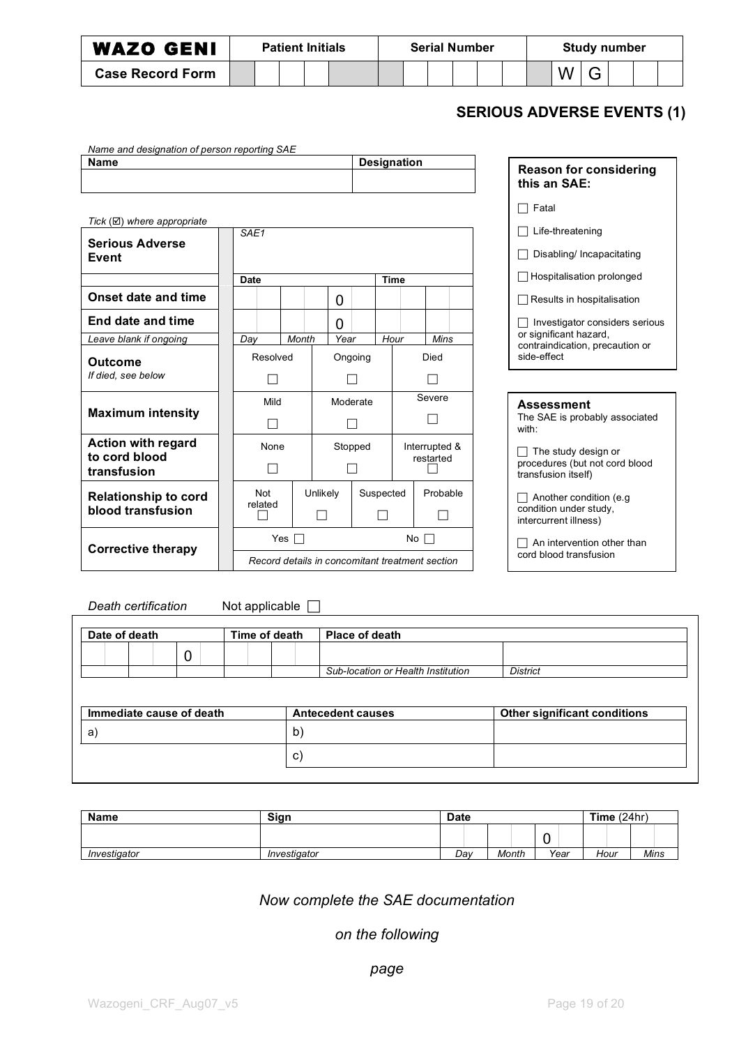| WAZO GENI | Patient Initials | | | | | Serial Number | | | | | | Study number | | | | | |
|---|---|---|---|---|---|---|---|---|---|---|---|---|---|---|---|---|---|
| Case Record Form | | | | | | | | | | | | | W | G | | | |

## SERIOUS ADVERSE EVENTS (1)

*Name and designation of person reporting SAE*

| Name | Designation |
|---|---|
| | |

*Tick (☑) where appropriate*

| | | | | | | |
|---|---|---|---|---|---|---|
| **Serious Adverse Event** | *SAE1* | | | | | |
| | **Date** | | | | **Time** | |
| **Onset date and time** | | | 0 | | | |
| **End date and time** | | | 0 | | | |
| *Leave blank if ongoing* | *Day* | *Month* | *Year* | | *Hour* | *Mins* |
| **Outcome** *If died, see below* | Resolved ☐ | | Ongoing ☐ | | Died ☐ | |
| **Maximum intensity** | Mild ☐ | | Moderate ☐ | | Severe ☐ | |
| **Action with regard to cord blood transfusion** | None ☐ | | Stopped ☐ | | Interrupted & restarted ☐ | |
| **Relationship to cord blood transfusion** | Not related ☐ | Unlikely ☐ | | Suspected ☐ | Probable ☐ | |
| **Corrective therapy** | Yes ☐ | | | | No ☐ | |
| | *Record details in concomitant treatment section* | | | | | |

**Reason for considering this an SAE:**

- ☐ Fatal
- ☐ Life-threatening
- ☐ Disabling/ Incapacitating
- ☐ Hospitalisation prolonged
- ☐ Results in hospitalisation
- ☐ Investigator considers serious or significant hazard, contraindication, precaution or side-effect

**Assessment**
The SAE is probably associated with:

- ☐ The study design or procedures (but not cord blood transfusion itself)
- ☐ Another condition (e.g condition under study, intercurrent illness)
- ☐ An intervention other than cord blood transfusion

*Death certification* Not applicable ☐

| Date of death | | | Time of death | | Place of death | |
|---|---|---|---|---|---|---|
| | | 0 | | | | |
| | | | | | *Sub-location or Health Institution* | *District* |

| Immediate cause of death | Antecedent causes | Other significant conditions |
|---|---|---|
| a) | b) | |
| | c) | |

| Name | Sign | Date | | | Time (24hr) | |
|---|---|---|---|---|---|---|
| | | | | 0 | | |
| *Investigator* | *Investigator* | *Day* | *Month* | *Year* | *Hour* | *Mins* |

*Now complete the SAE documentation*

*on the following*

*page*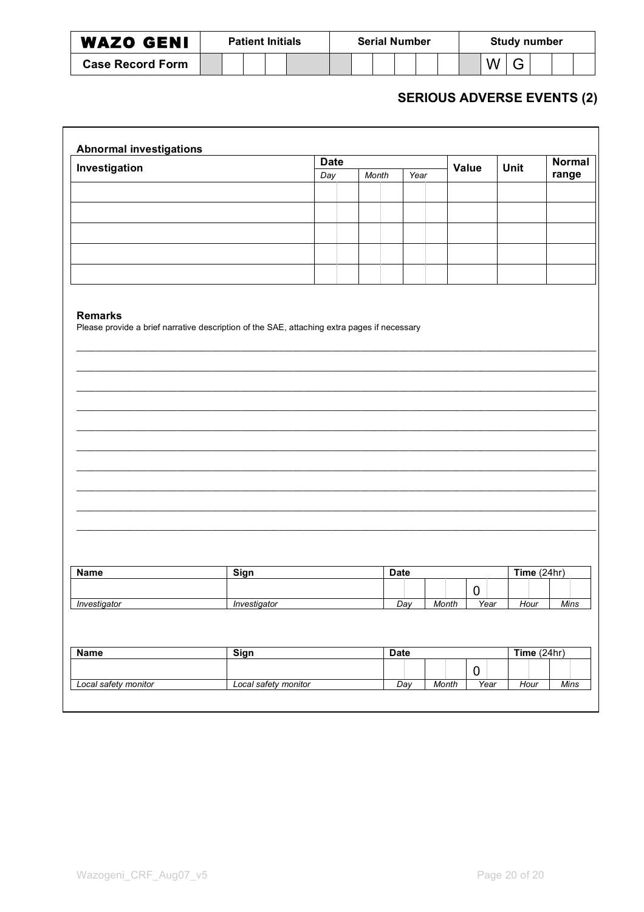| WAZO GENI | Patient Initials | | | | | Serial Number | | | | | | Study number | | | | | |
|---|---|---|---|---|---|---|---|---|---|---|---|---|---|---|---|---|---|
| Case Record Form | | | | | | | | | | | | | W | G | | | |

## SERIOUS ADVERSE EVENTS (2)

**Abnormal investigations**

| Investigation | Date | | | | | | Value | Unit | Normal range |
|---|---|---|---|---|---|---|---|---|---|
| | *Day* | | *Month* | | *Year* | | | | |
| | | | | | | | | | |
| | | | | | | | | | |
| | | | | | | | | | |
| | | | | | | | | | |
| | | | | | | | | | |

**Remarks**

Please provide a brief narrative description of the SAE, attaching extra pages if necessary

\_\_\_\_\_\_\_\_\_\_\_\_\_\_\_\_\_\_\_\_\_\_\_\_\_\_\_\_\_\_\_\_\_\_\_\_\_\_\_\_\_\_\_\_\_\_\_\_\_\_\_\_\_\_\_\_\_\_\_\_\_\_\_\_\_\_\_\_\_\_\_\_\_\_\_\_\_\_

\_\_\_\_\_\_\_\_\_\_\_\_\_\_\_\_\_\_\_\_\_\_\_\_\_\_\_\_\_\_\_\_\_\_\_\_\_\_\_\_\_\_\_\_\_\_\_\_\_\_\_\_\_\_\_\_\_\_\_\_\_\_\_\_\_\_\_\_\_\_\_\_\_\_\_\_\_\_

\_\_\_\_\_\_\_\_\_\_\_\_\_\_\_\_\_\_\_\_\_\_\_\_\_\_\_\_\_\_\_\_\_\_\_\_\_\_\_\_\_\_\_\_\_\_\_\_\_\_\_\_\_\_\_\_\_\_\_\_\_\_\_\_\_\_\_\_\_\_\_\_\_\_\_\_\_\_

\_\_\_\_\_\_\_\_\_\_\_\_\_\_\_\_\_\_\_\_\_\_\_\_\_\_\_\_\_\_\_\_\_\_\_\_\_\_\_\_\_\_\_\_\_\_\_\_\_\_\_\_\_\_\_\_\_\_\_\_\_\_\_\_\_\_\_\_\_\_\_\_\_\_\_\_\_\_

\_\_\_\_\_\_\_\_\_\_\_\_\_\_\_\_\_\_\_\_\_\_\_\_\_\_\_\_\_\_\_\_\_\_\_\_\_\_\_\_\_\_\_\_\_\_\_\_\_\_\_\_\_\_\_\_\_\_\_\_\_\_\_\_\_\_\_\_\_\_\_\_\_\_\_\_\_\_

\_\_\_\_\_\_\_\_\_\_\_\_\_\_\_\_\_\_\_\_\_\_\_\_\_\_\_\_\_\_\_\_\_\_\_\_\_\_\_\_\_\_\_\_\_\_\_\_\_\_\_\_\_\_\_\_\_\_\_\_\_\_\_\_\_\_\_\_\_\_\_\_\_\_\_\_\_\_

\_\_\_\_\_\_\_\_\_\_\_\_\_\_\_\_\_\_\_\_\_\_\_\_\_\_\_\_\_\_\_\_\_\_\_\_\_\_\_\_\_\_\_\_\_\_\_\_\_\_\_\_\_\_\_\_\_\_\_\_\_\_\_\_\_\_\_\_\_\_\_\_\_\_\_\_\_\_

\_\_\_\_\_\_\_\_\_\_\_\_\_\_\_\_\_\_\_\_\_\_\_\_\_\_\_\_\_\_\_\_\_\_\_\_\_\_\_\_\_\_\_\_\_\_\_\_\_\_\_\_\_\_\_\_\_\_\_\_\_\_\_\_\_\_\_\_\_\_\_\_\_\_\_\_\_\_

\_\_\_\_\_\_\_\_\_\_\_\_\_\_\_\_\_\_\_\_\_\_\_\_\_\_\_\_\_\_\_\_\_\_\_\_\_\_\_\_\_\_\_\_\_\_\_\_\_\_\_\_\_\_\_\_\_\_\_\_\_\_\_\_\_\_\_\_\_\_\_\_\_\_\_\_\_\_

\_\_\_\_\_\_\_\_\_\_\_\_\_\_\_\_\_\_\_\_\_\_\_\_\_\_\_\_\_\_\_\_\_\_\_\_\_\_\_\_\_\_\_\_\_\_\_\_\_\_\_\_\_\_\_\_\_\_\_\_\_\_\_\_\_\_\_\_\_\_\_\_\_\_\_\_\_\_

| Name | Sign | Date | | | | | | Time (24hr) | | | |
|---|---|---|---|---|---|---|---|---|---|---|---|
| | | | | | | 0 | | | | | |
| *Investigator* | *Investigator* | *Day* | | *Month* | | *Year* | | *Hour* | | *Mins* | |

| Name | Sign | Date | | | | | | Time (24hr) | | | |
|---|---|---|---|---|---|---|---|---|---|---|---|
| | | | | | | 0 | | | | | |
| *Local safety monitor* | *Local safety monitor* | *Day* | | *Month* | | *Year* | | *Hour* | | *Mins* | |